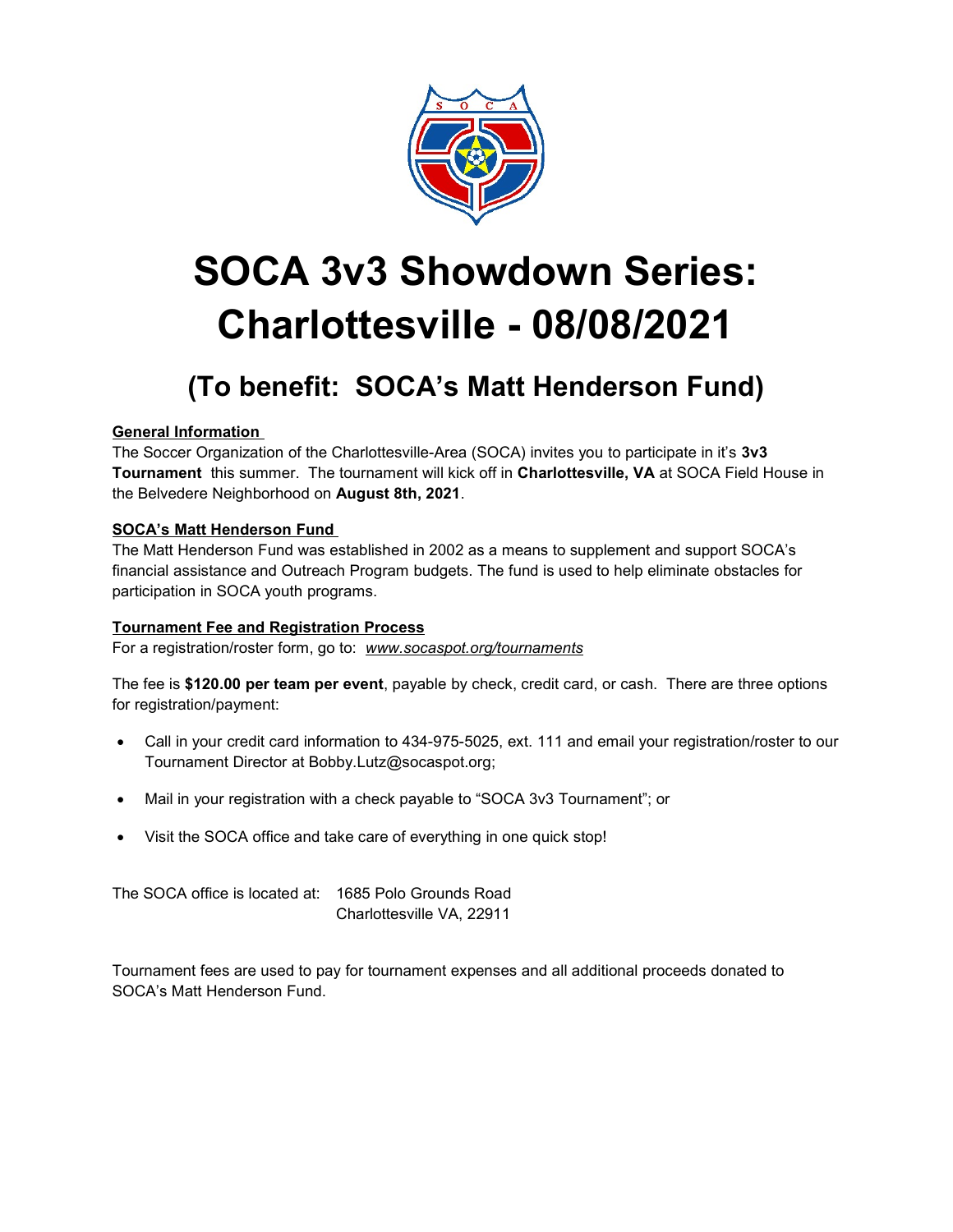# SOCA 3v3 Showdown Series: Charlottesville - 08/08/2021

## (To benefit: SOCA's Matt Henderson Fund)

**General Information**

The Soccer Organization of the Charlottesville-Area (SOCA) invites you to participate in it's **3v3 Tournament** this summer. The tournament will kick off in **Charlottesville, VA** at SOCA Field House in the Belvedere Neighborhood on **August 8th, 2021**.

**SOCA's Matt Henderson Fund**

The Matt Henderson Fund was established in 2002 as a means to supplement and support SOCA's financial assistance and Outreach Program budgets. The fund is used to help eliminate obstacles for participation in SOCA youth programs.

**Tournament Fee and Registration Process**

For a registration/roster form, go to: *www.socaspot.org/tournaments*

The fee is **$120.00 per team per event**, payable by check, credit card, or cash. There are three options for registration/payment:

- Call in your credit card information to 434-975-5025, ext. 111 and email your registration/roster to our Tournament Director at Bobby.Lutz@socaspot.org;
- Mail in your registration with a check payable to "SOCA 3v3 Tournament"; or
- Visit the SOCA office and take care of everything in one quick stop!

The SOCA office is located at: 1685 Polo Grounds Road
Charlottesville VA, 22911

Tournament fees are used to pay for tournament expenses and all additional proceeds donated to SOCA's Matt Henderson Fund.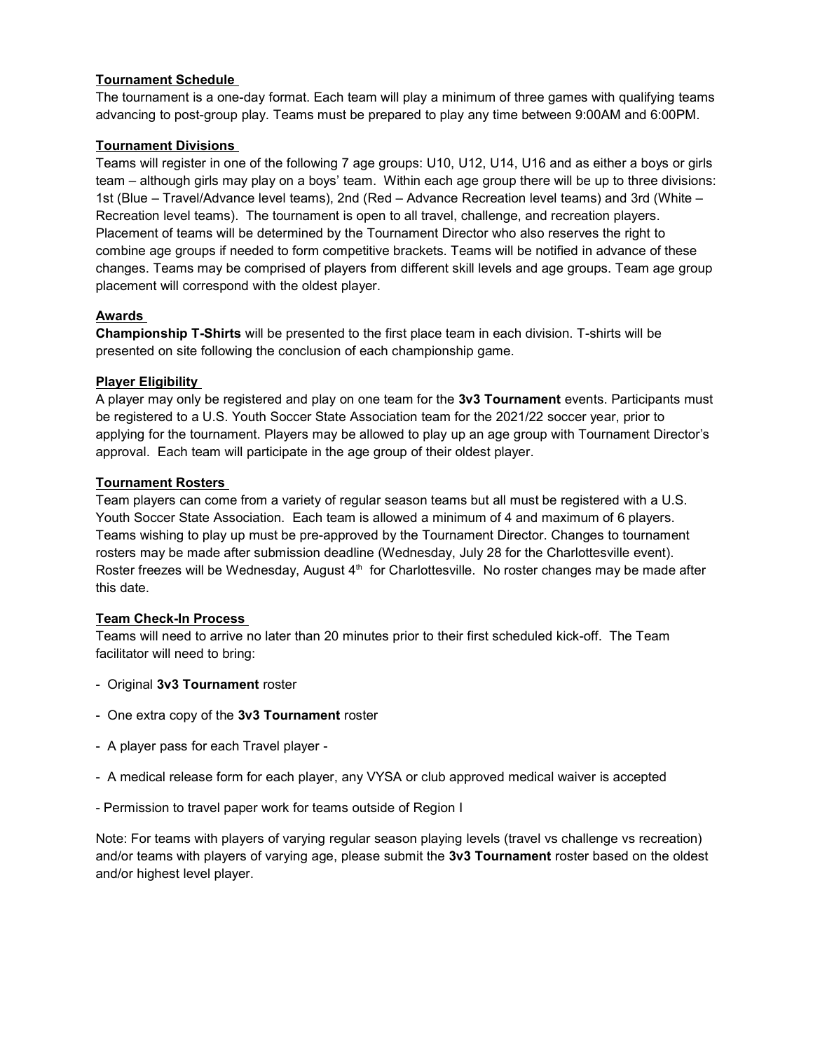## Tournament Schedule

The tournament is a one-day format. Each team will play a minimum of three games with qualifying teams advancing to post-group play. Teams must be prepared to play any time between 9:00AM and 6:00PM.

## Tournament Divisions

Teams will register in one of the following 7 age groups: U10, U12, U14, U16 and as either a boys or girls team – although girls may play on a boys' team. Within each age group there will be up to three divisions: 1st (Blue – Travel/Advance level teams), 2nd (Red – Advance Recreation level teams) and 3rd (White – Recreation level teams). The tournament is open to all travel, challenge, and recreation players. Placement of teams will be determined by the Tournament Director who also reserves the right to combine age groups if needed to form competitive brackets. Teams will be notified in advance of these changes. Teams may be comprised of players from different skill levels and age groups. Team age group placement will correspond with the oldest player.

## Awards

**Championship T-Shirts** will be presented to the first place team in each division. T-shirts will be presented on site following the conclusion of each championship game.

## Player Eligibility

A player may only be registered and play on one team for the **3v3 Tournament** events. Participants must be registered to a U.S. Youth Soccer State Association team for the 2021/22 soccer year, prior to applying for the tournament. Players may be allowed to play up an age group with Tournament Director's approval. Each team will participate in the age group of their oldest player.

## Tournament Rosters

Team players can come from a variety of regular season teams but all must be registered with a U.S. Youth Soccer State Association. Each team is allowed a minimum of 4 and maximum of 6 players. Teams wishing to play up must be pre-approved by the Tournament Director. Changes to tournament rosters may be made after submission deadline (Wednesday, July 28 for the Charlottesville event). Roster freezes will be Wednesday, August 4th for Charlottesville. No roster changes may be made after this date.

## Team Check-In Process

Teams will need to arrive no later than 20 minutes prior to their first scheduled kick-off. The Team facilitator will need to bring:

- Original **3v3 Tournament** roster
- One extra copy of the **3v3 Tournament** roster
- A player pass for each Travel player -
- A medical release form for each player, any VYSA or club approved medical waiver is accepted
- Permission to travel paper work for teams outside of Region I

Note: For teams with players of varying regular season playing levels (travel vs challenge vs recreation) and/or teams with players of varying age, please submit the **3v3 Tournament** roster based on the oldest and/or highest level player.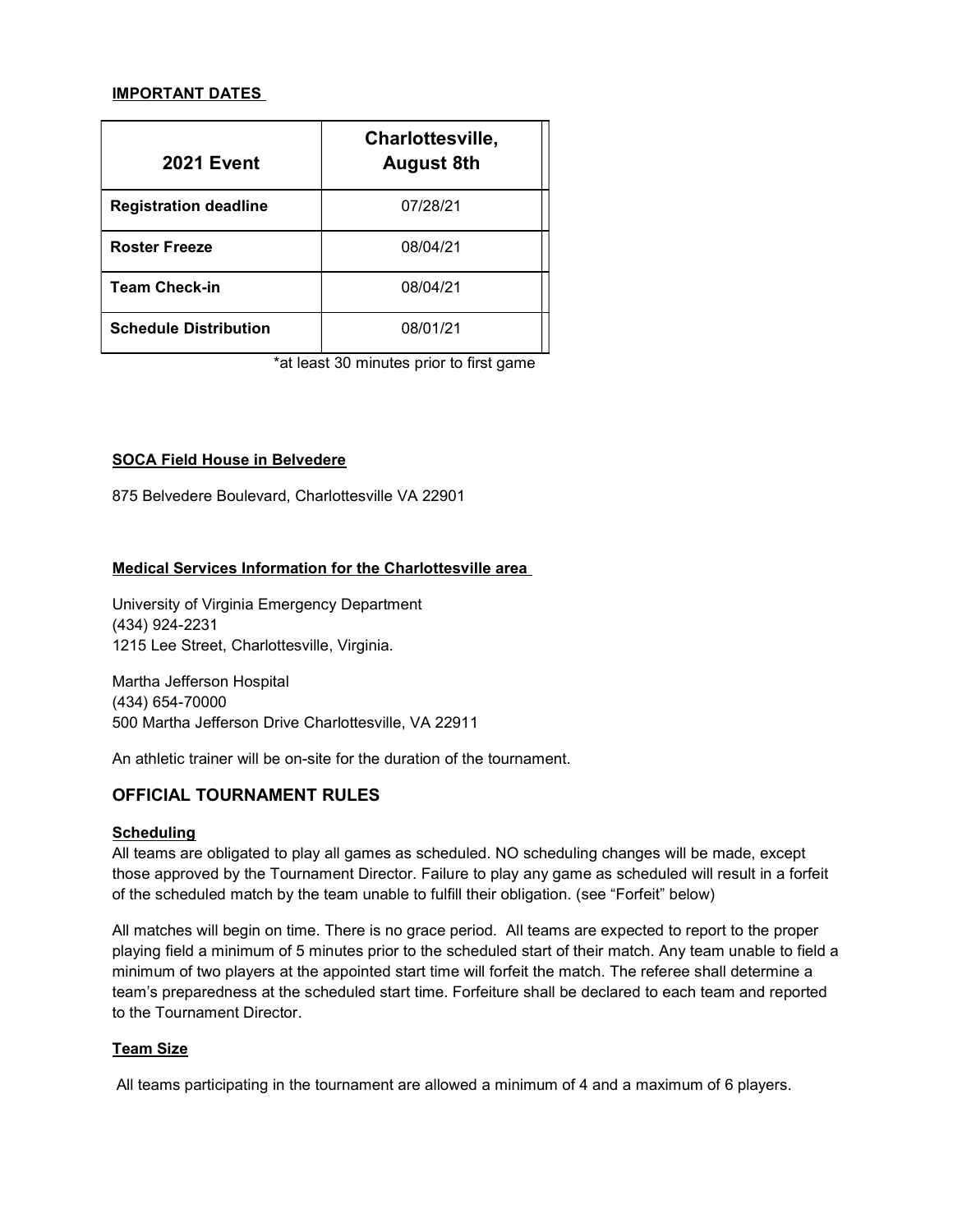**IMPORTANT DATES**

| 2021 Event | Charlottesville, August 8th |
|---|---|
| **Registration deadline** | 07/28/21 |
| **Roster Freeze** | 08/04/21 |
| **Team Check-in** | 08/04/21 |
| **Schedule Distribution** | 08/01/21 |

*at least 30 minutes prior to first game

**SOCA Field House in Belvedere**

875 Belvedere Boulevard, Charlottesville VA 22901

**Medical Services Information for the Charlottesville area**

University of Virginia Emergency Department
(434) 924-2231
1215 Lee Street, Charlottesville, Virginia.

Martha Jefferson Hospital
(434) 654-70000
500 Martha Jefferson Drive Charlottesville, VA 22911

An athletic trainer will be on-site for the duration of the tournament.

## OFFICIAL TOURNAMENT RULES

**Scheduling**

All teams are obligated to play all games as scheduled. NO scheduling changes will be made, except those approved by the Tournament Director. Failure to play any game as scheduled will result in a forfeit of the scheduled match by the team unable to fulfill their obligation. (see "Forfeit" below)

All matches will begin on time. There is no grace period. All teams are expected to report to the proper playing field a minimum of 5 minutes prior to the scheduled start of their match. Any team unable to field a minimum of two players at the appointed start time will forfeit the match. The referee shall determine a team's preparedness at the scheduled start time. Forfeiture shall be declared to each team and reported to the Tournament Director.

**Team Size**

All teams participating in the tournament are allowed a minimum of 4 and a maximum of 6 players.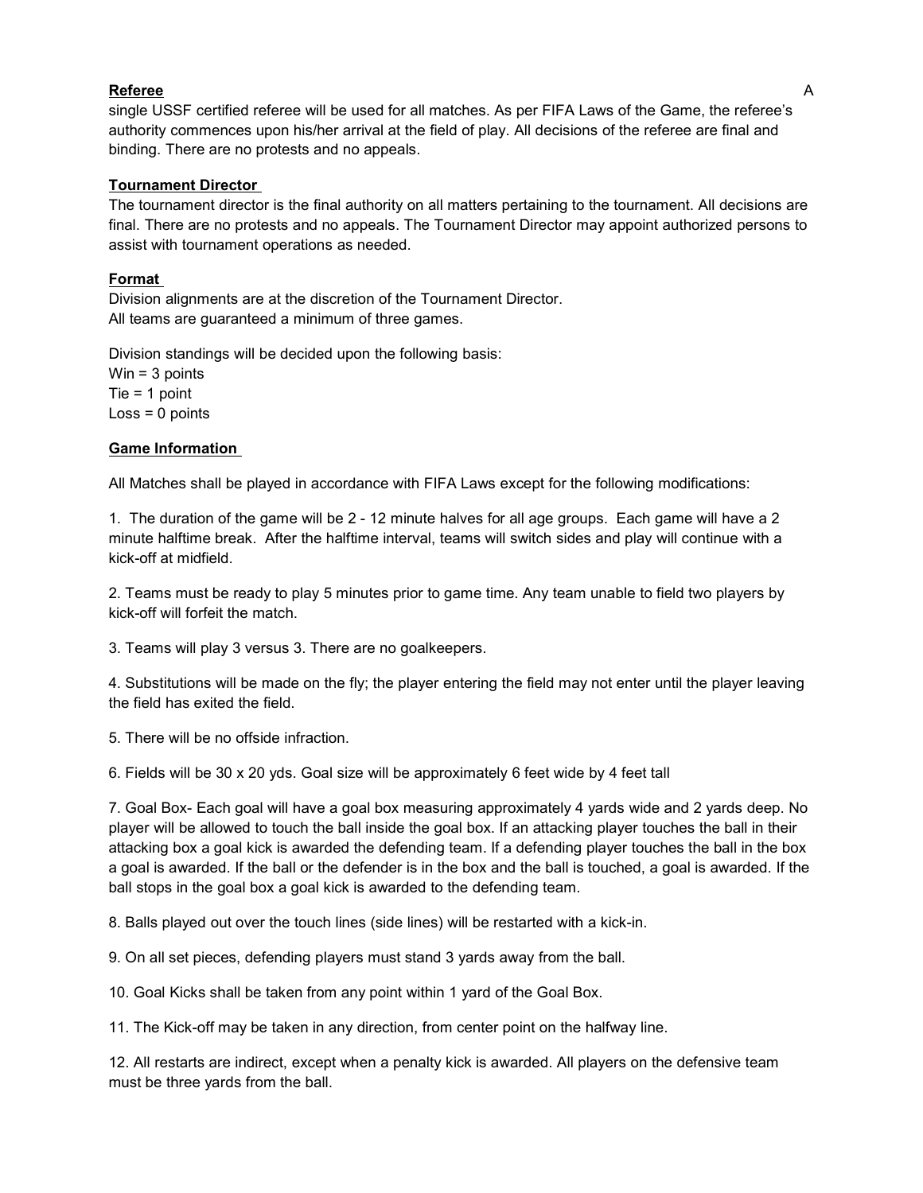**Referee** A single USSF certified referee will be used for all matches. As per FIFA Laws of the Game, the referee's authority commences upon his/her arrival at the field of play. All decisions of the referee are final and binding. There are no protests and no appeals.

**Tournament Director**

The tournament director is the final authority on all matters pertaining to the tournament. All decisions are final. There are no protests and no appeals. The Tournament Director may appoint authorized persons to assist with tournament operations as needed.

**Format**

Division alignments are at the discretion of the Tournament Director.
All teams are guaranteed a minimum of three games.

Division standings will be decided upon the following basis:
Win = 3 points
Tie = 1 point
Loss = 0 points

**Game Information**

All Matches shall be played in accordance with FIFA Laws except for the following modifications:

1. The duration of the game will be 2 - 12 minute halves for all age groups. Each game will have a 2 minute halftime break. After the halftime interval, teams will switch sides and play will continue with a kick-off at midfield.

2. Teams must be ready to play 5 minutes prior to game time. Any team unable to field two players by kick-off will forfeit the match.

3. Teams will play 3 versus 3. There are no goalkeepers.

4. Substitutions will be made on the fly; the player entering the field may not enter until the player leaving the field has exited the field.

5. There will be no offside infraction.

6. Fields will be 30 x 20 yds. Goal size will be approximately 6 feet wide by 4 feet tall

7. Goal Box- Each goal will have a goal box measuring approximately 4 yards wide and 2 yards deep. No player will be allowed to touch the ball inside the goal box. If an attacking player touches the ball in their attacking box a goal kick is awarded the defending team. If a defending player touches the ball in the box a goal is awarded. If the ball or the defender is in the box and the ball is touched, a goal is awarded. If the ball stops in the goal box a goal kick is awarded to the defending team.

8. Balls played out over the touch lines (side lines) will be restarted with a kick-in.

9. On all set pieces, defending players must stand 3 yards away from the ball.

10. Goal Kicks shall be taken from any point within 1 yard of the Goal Box.

11. The Kick-off may be taken in any direction, from center point on the halfway line.

12. All restarts are indirect, except when a penalty kick is awarded. All players on the defensive team must be three yards from the ball.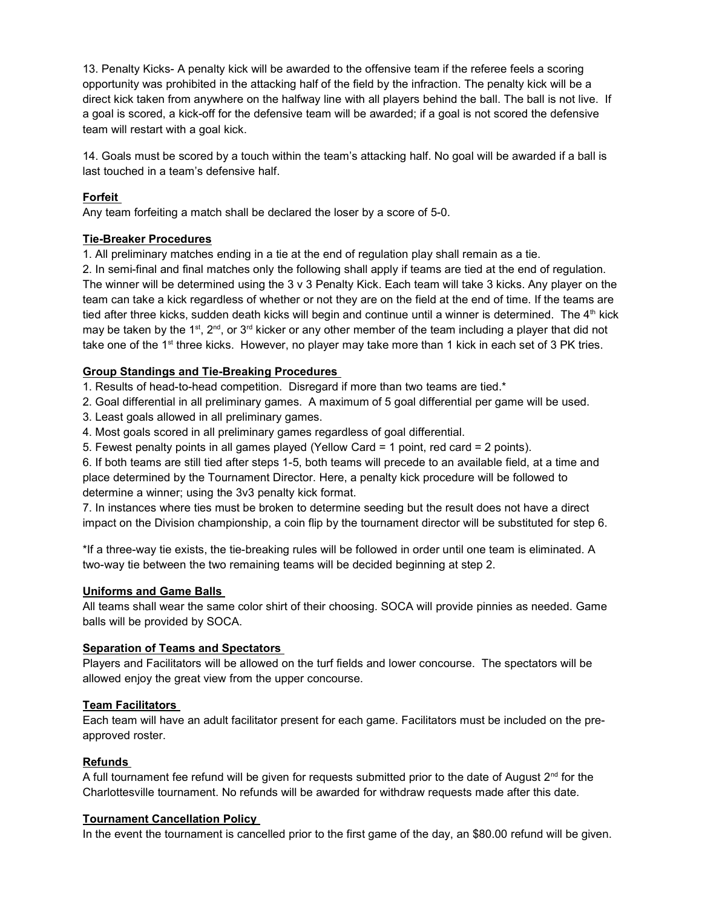13. Penalty Kicks- A penalty kick will be awarded to the offensive team if the referee feels a scoring opportunity was prohibited in the attacking half of the field by the infraction. The penalty kick will be a direct kick taken from anywhere on the halfway line with all players behind the ball. The ball is not live. If a goal is scored, a kick-off for the defensive team will be awarded; if a goal is not scored the defensive team will restart with a goal kick.

14. Goals must be scored by a touch within the team's attacking half. No goal will be awarded if a ball is last touched in a team's defensive half.

**Forfeit**

Any team forfeiting a match shall be declared the loser by a score of 5-0.

**Tie-Breaker Procedures**

1. All preliminary matches ending in a tie at the end of regulation play shall remain as a tie.
2. In semi-final and final matches only the following shall apply if teams are tied at the end of regulation. The winner will be determined using the 3 v 3 Penalty Kick. Each team will take 3 kicks. Any player on the team can take a kick regardless of whether or not they are on the field at the end of time. If the teams are tied after three kicks, sudden death kicks will begin and continue until a winner is determined. The 4th kick may be taken by the 1st, 2nd, or 3rd kicker or any other member of the team including a player that did not take one of the 1st three kicks. However, no player may take more than 1 kick in each set of 3 PK tries.

**Group Standings and Tie-Breaking Procedures**

1. Results of head-to-head competition. Disregard if more than two teams are tied.*
2. Goal differential in all preliminary games. A maximum of 5 goal differential per game will be used.
3. Least goals allowed in all preliminary games.
4. Most goals scored in all preliminary games regardless of goal differential.
5. Fewest penalty points in all games played (Yellow Card = 1 point, red card = 2 points).
6. If both teams are still tied after steps 1-5, both teams will precede to an available field, at a time and place determined by the Tournament Director. Here, a penalty kick procedure will be followed to determine a winner; using the 3v3 penalty kick format.
7. In instances where ties must be broken to determine seeding but the result does not have a direct impact on the Division championship, a coin flip by the tournament director will be substituted for step 6.

*If a three-way tie exists, the tie-breaking rules will be followed in order until one team is eliminated. A two-way tie between the two remaining teams will be decided beginning at step 2.

**Uniforms and Game Balls**

All teams shall wear the same color shirt of their choosing. SOCA will provide pinnies as needed. Game balls will be provided by SOCA.

**Separation of Teams and Spectators**

Players and Facilitators will be allowed on the turf fields and lower concourse. The spectators will be allowed enjoy the great view from the upper concourse.

**Team Facilitators**

Each team will have an adult facilitator present for each game. Facilitators must be included on the pre-approved roster.

**Refunds**

A full tournament fee refund will be given for requests submitted prior to the date of August 2nd for the Charlottesville tournament. No refunds will be awarded for withdraw requests made after this date.

**Tournament Cancellation Policy**

In the event the tournament is cancelled prior to the first game of the day, an $80.00 refund will be given.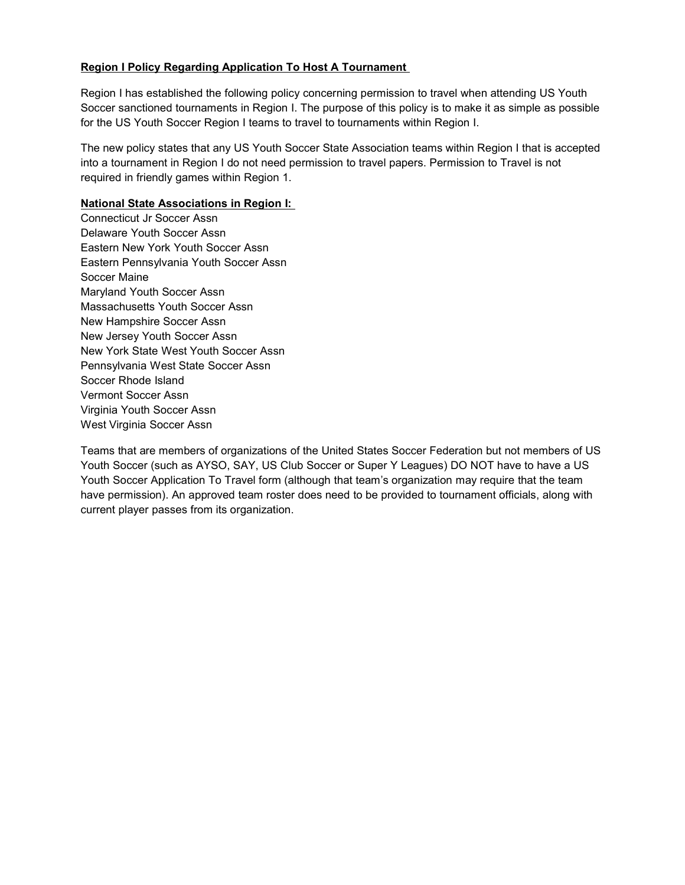**Region I Policy Regarding Application To Host A Tournament**

Region I has established the following policy concerning permission to travel when attending US Youth Soccer sanctioned tournaments in Region I. The purpose of this policy is to make it as simple as possible for the US Youth Soccer Region I teams to travel to tournaments within Region I.

The new policy states that any US Youth Soccer State Association teams within Region I that is accepted into a tournament in Region I do not need permission to travel papers. Permission to Travel is not required in friendly games within Region 1.

**National State Associations in Region I:**

Connecticut Jr Soccer Assn
Delaware Youth Soccer Assn
Eastern New York Youth Soccer Assn
Eastern Pennsylvania Youth Soccer Assn
Soccer Maine
Maryland Youth Soccer Assn
Massachusetts Youth Soccer Assn
New Hampshire Soccer Assn
New Jersey Youth Soccer Assn
New York State West Youth Soccer Assn
Pennsylvania West State Soccer Assn
Soccer Rhode Island
Vermont Soccer Assn
Virginia Youth Soccer Assn
West Virginia Soccer Assn

Teams that are members of organizations of the United States Soccer Federation but not members of US Youth Soccer (such as AYSO, SAY, US Club Soccer or Super Y Leagues) DO NOT have to have a US Youth Soccer Application To Travel form (although that team's organization may require that the team have permission). An approved team roster does need to be provided to tournament officials, along with current player passes from its organization.